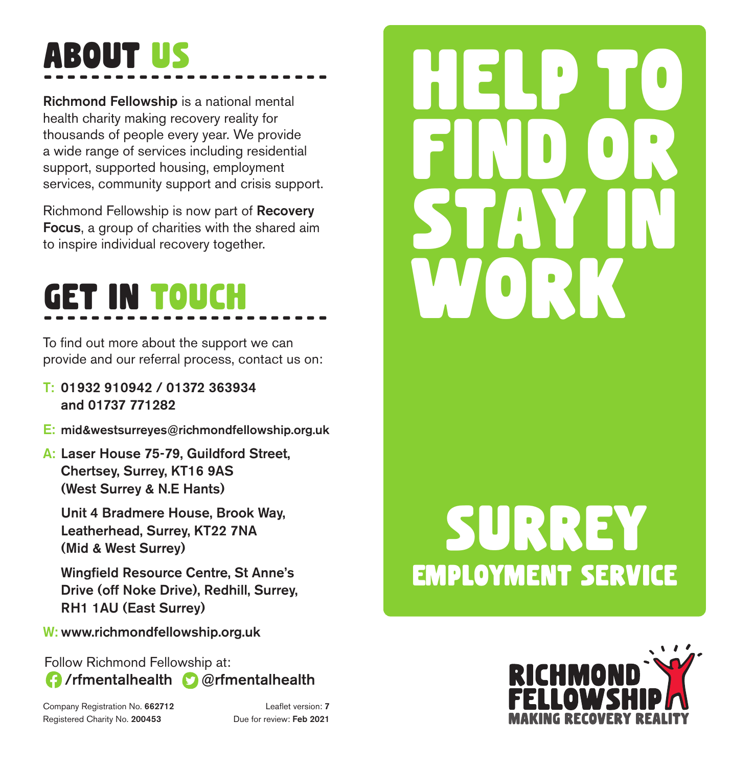## ABOUT US

**Richmond Fellowship** is a national mental health charity making recovery reality for thousands of people every year. We provide a wide range of services including residential support, supported housing, employment services, community support and crisis support.

Richmond Fellowship is now part of **Recovery Focus**, a group of charities with the shared aim to inspire individual recovery together.

## GET IN TOUCH

To find out more about the support we can provide and our referral process, contact us on:

**T: 01932 910942 / 01372 363934 and 01737 771282**

**E: mid&westsurreyes@richmondfellowship.org.uk**

**A: Laser House 75-79, Guildford Street, Chertsey, Surrey, KT16 9AS (West Surrey & N.E Hants)**

**Unit 4 Bradmere House, Brook Way, Leatherhead, Surrey, KT22 7NA (Mid & West Surrey)**

**Wingfield Resource Centre, St Anne's Drive (off Noke Drive), Redhill, Surrey, RH1 1AU (East Surrey)**

**W: www.richmondfellowship.org.uk**

Follow Richmond Fellowship at:
**/rfmentalhealth** **@rfmentalhealth**

Company Registration No. **662712**
Registered Charity No. **200453**

Leaflet version: **7**
Due for review: **Feb 2021**

# HELP TO FIND OR STAY IN WORK

# SURREY
## EMPLOYMENT SERVICE

RICHMOND FELLOWSHIP
MAKING RECOVERY REALITY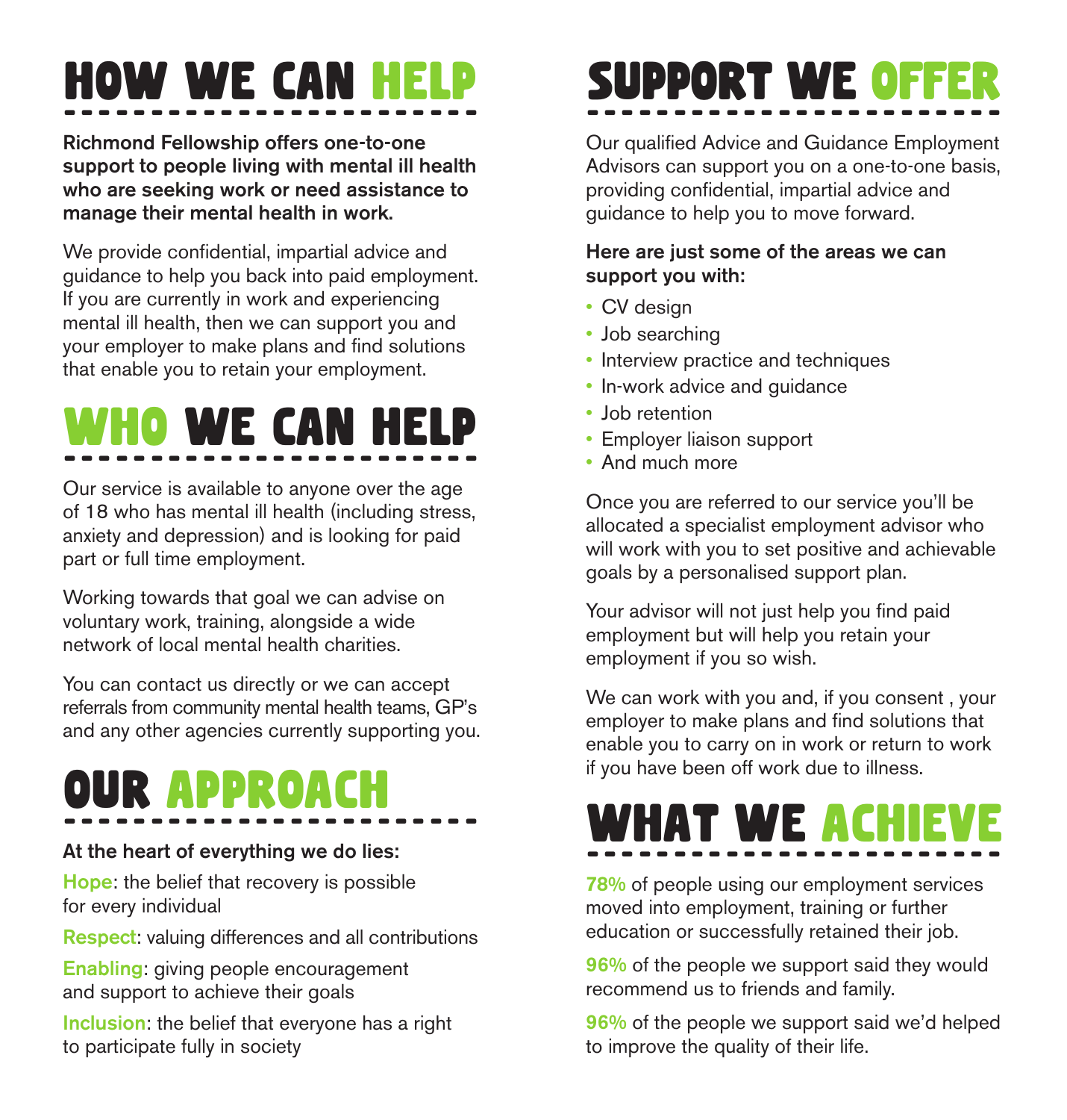# HOW WE CAN HELP

**Richmond Fellowship offers one-to-one support to people living with mental ill health who are seeking work or need assistance to manage their mental health in work.**

We provide confidential, impartial advice and guidance to help you back into paid employment. If you are currently in work and experiencing mental ill health, then we can support you and your employer to make plans and find solutions that enable you to retain your employment.

# WHO WE CAN HELP

Our service is available to anyone over the age of 18 who has mental ill health (including stress, anxiety and depression) and is looking for paid part or full time employment.

Working towards that goal we can advise on voluntary work, training, alongside a wide network of local mental health charities.

You can contact us directly or we can accept referrals from community mental health teams, GP's and any other agencies currently supporting you.

# OUR APPROACH

**At the heart of everything we do lies:**

**Hope**: the belief that recovery is possible for every individual

**Respect**: valuing differences and all contributions

**Enabling**: giving people encouragement and support to achieve their goals

**Inclusion**: the belief that everyone has a right to participate fully in society

# SUPPORT WE OFFER

Our qualified Advice and Guidance Employment Advisors can support you on a one-to-one basis, providing confidential, impartial advice and guidance to help you to move forward.

**Here are just some of the areas we can support you with:**

- CV design
- Job searching
- Interview practice and techniques
- In-work advice and guidance
- Job retention
- Employer liaison support
- And much more

Once you are referred to our service you'll be allocated a specialist employment advisor who will work with you to set positive and achievable goals by a personalised support plan.

Your advisor will not just help you find paid employment but will help you retain your employment if you so wish.

We can work with you and, if you consent , your employer to make plans and find solutions that enable you to carry on in work or return to work if you have been off work due to illness.

# WHAT WE ACHIEVE

**78%** of people using our employment services moved into employment, training or further education or successfully retained their job.

**96%** of the people we support said they would recommend us to friends and family.

**96%** of the people we support said we'd helped to improve the quality of their life.